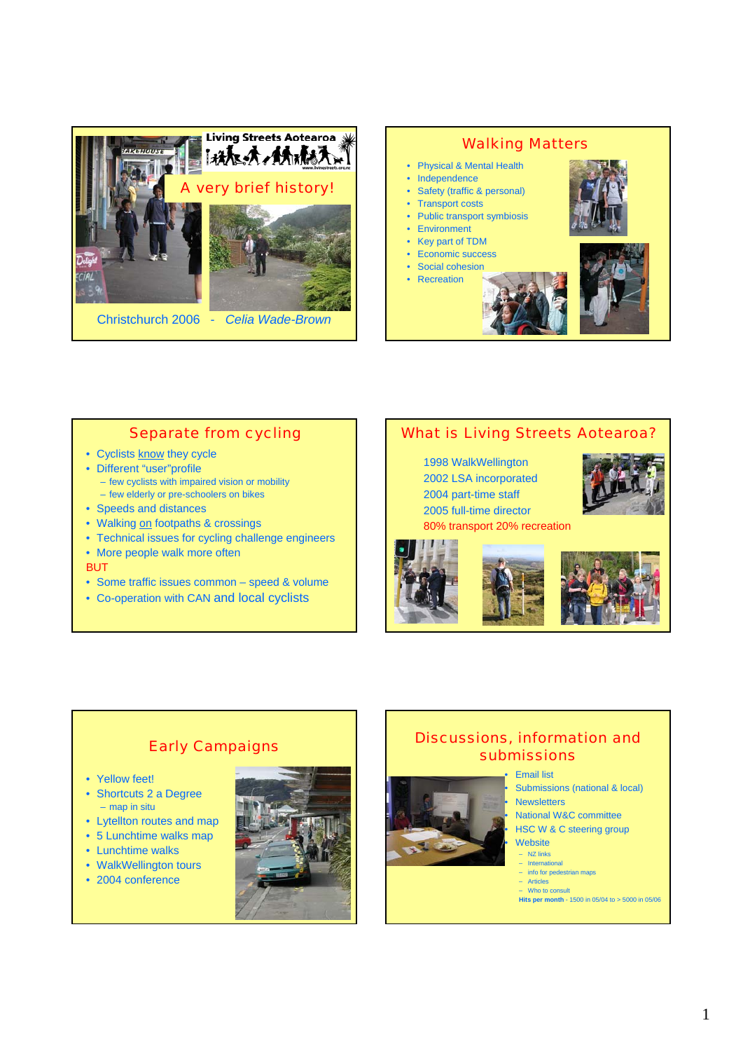## Living Streets Aotearoa

### A very brief history!

Christchurch 2006 - *Celia Wade-Brown*

## Walking Matters

- Physical & Mental Health
- Independence
- Safety (traffic & personal)
- Transport costs
- Public transport symbiosis
- Environment
- Key part of TDM
- Economic success
- Social cohesion
- Recreation

## Separate from cycling

- Cyclists know they cycle
- Different "user"profile
  - few cyclists with impaired vision or mobility
  - few elderly or pre-schoolers on bikes
- Speeds and distances
- Walking on footpaths & crossings
- Technical issues for cycling challenge engineers
- More people walk more often

BUT

- Some traffic issues common – speed & volume
- Co-operation with CAN and local cyclists

## What is Living Streets Aotearoa?

1998 WalkWellington
2002 LSA incorporated
2004 part-time staff
2005 full-time director
80% transport 20% recreation

## Early Campaigns

- Yellow feet!
- Shortcuts 2 a Degree
  - map in situ
- Lytellton routes and map
- 5 Lunchtime walks map
- Lunchtime walks
- WalkWellington tours
- 2004 conference

## Discussions, information and submissions

- Email list
- Submissions (national & local)
- Newsletters
- National W&C committee
- HSC W & C steering group
- Website
  - NZ links
  - International
  - info for pedestrian maps
  - Articles
  - Who to consult

**Hits per month** - 1500 in 05/04 to > 5000 in 05/06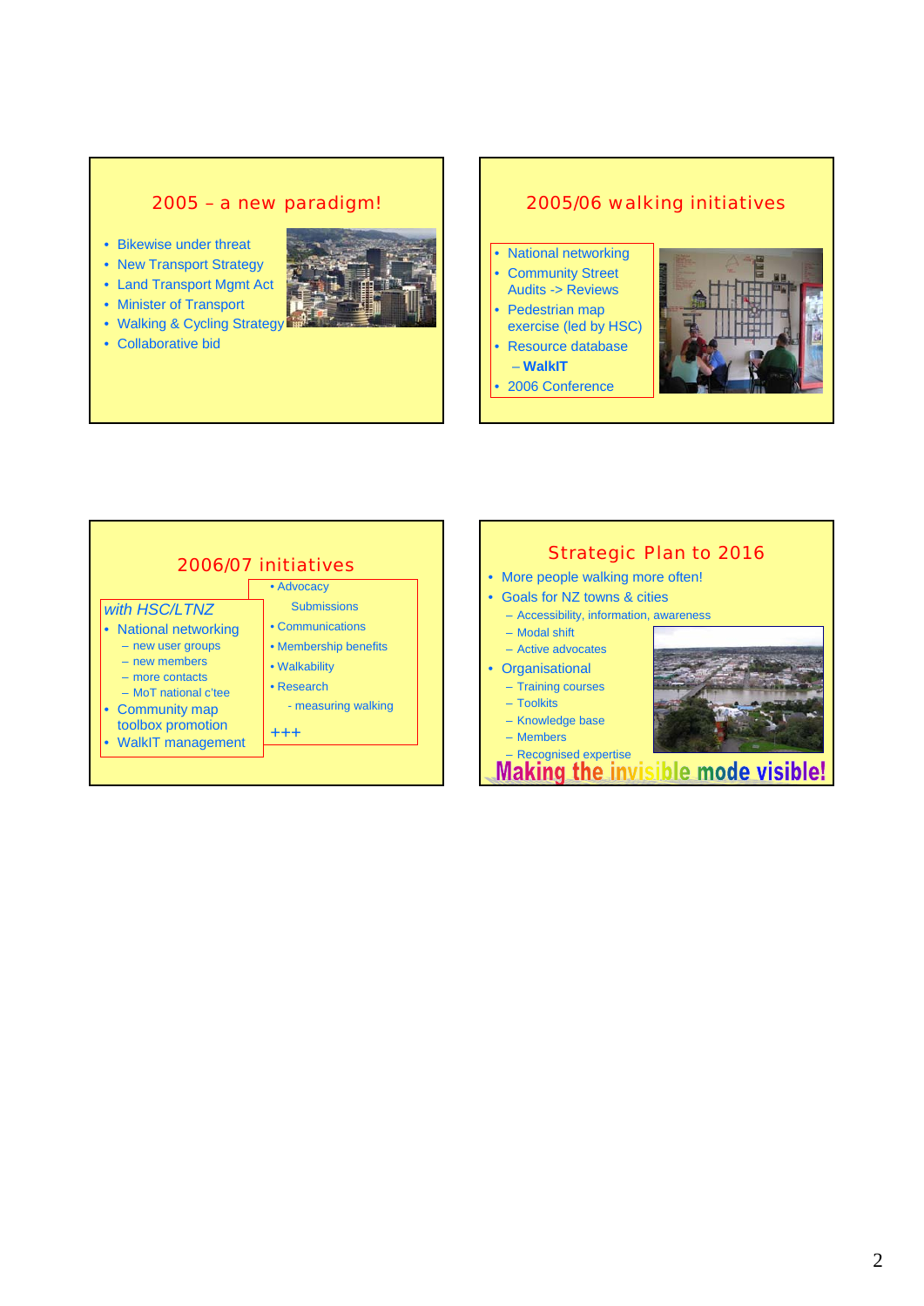## 2005 – a new paradigm!

- Bikewise under threat
- New Transport Strategy
- Land Transport Mgmt Act
- Minister of Transport
- Walking & Cycling Strategy
- Collaborative bid

## 2005/06 walking initiatives

- National networking
- Community Street Audits -> Reviews
- Pedestrian map exercise (led by HSC)
- Resource database
  - **WalkIT**
- 2006 Conference

## 2006/07 initiatives

*with HSC/LTNZ*

- National networking
  - new user groups
  - new members
  - more contacts
  - MoT national c'tee
- Community map toolbox promotion
- WalkIT management

- Advocacy
  Submissions
- Communications
- Membership benefits
- Walkability
- Research
  - measuring walking

+++

## Strategic Plan to 2016

- More people walking more often!
- Goals for NZ towns & cities
  - Accessibility, information, awareness
  - Modal shift
  - Active advocates
- Organisational
  - Training courses
  - Toolkits
  - Knowledge base
  - Members
  - Recognised expertise

**Making the invisible mode visible!**